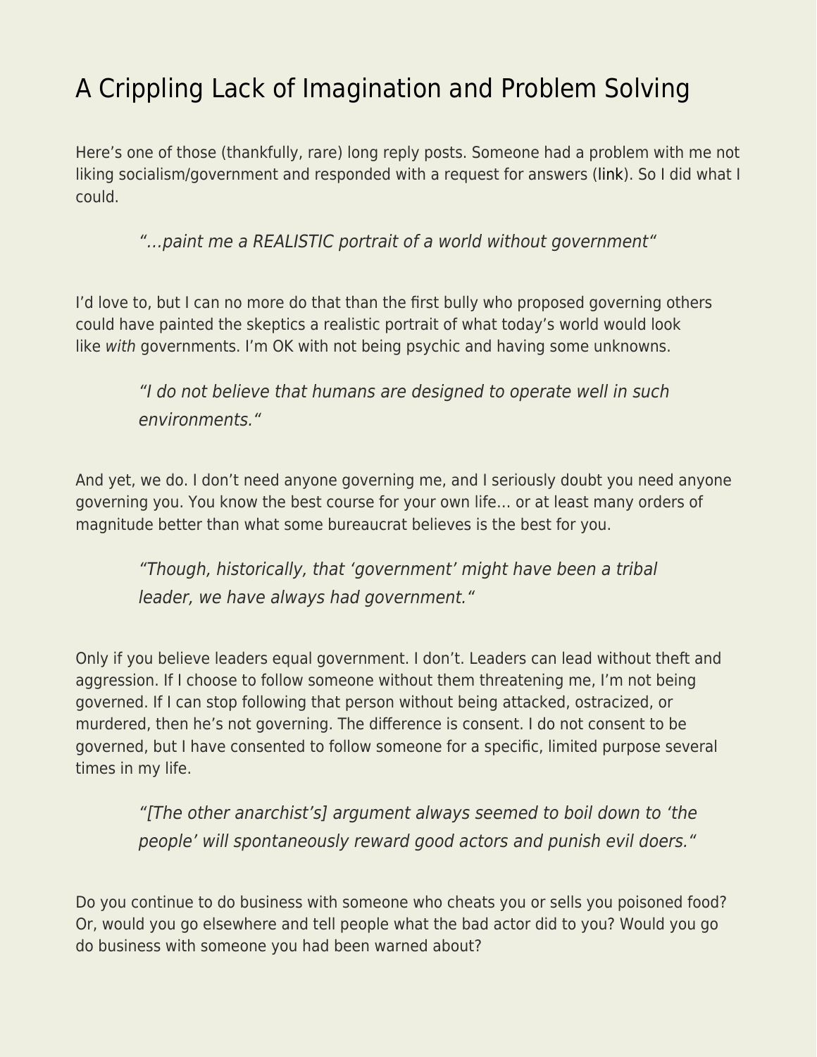# A Crippling Lack of Imagination and Problem Solving

Here's one of those (thankfully, rare) long reply posts. Someone had a problem with me not liking socialism/government and responded with a request for answers (link). So I did what I could.

> *"…paint me a REALISTIC portrait of a world without government"*

I'd love to, but I can no more do that than the first bully who proposed governing others could have painted the skeptics a realistic portrait of what today's world would look like *with* governments. I'm OK with not being psychic and having some unknowns.

> *"I do not believe that humans are designed to operate well in such environments."*

And yet, we do. I don't need anyone governing me, and I seriously doubt you need anyone governing you. You know the best course for your own life… or at least many orders of magnitude better than what some bureaucrat believes is the best for you.

> *"Though, historically, that 'government' might have been a tribal leader, we have always had government."*

Only if you believe leaders equal government. I don't. Leaders can lead without theft and aggression. If I choose to follow someone without them threatening me, I'm not being governed. If I can stop following that person without being attacked, ostracized, or murdered, then he's not governing. The difference is consent. I do not consent to be governed, but I have consented to follow someone for a specific, limited purpose several times in my life.

> *"[The other anarchist's] argument always seemed to boil down to 'the people' will spontaneously reward good actors and punish evil doers."*

Do you continue to do business with someone who cheats you or sells you poisoned food? Or, would you go elsewhere and tell people what the bad actor did to you? Would you go do business with someone you had been warned about?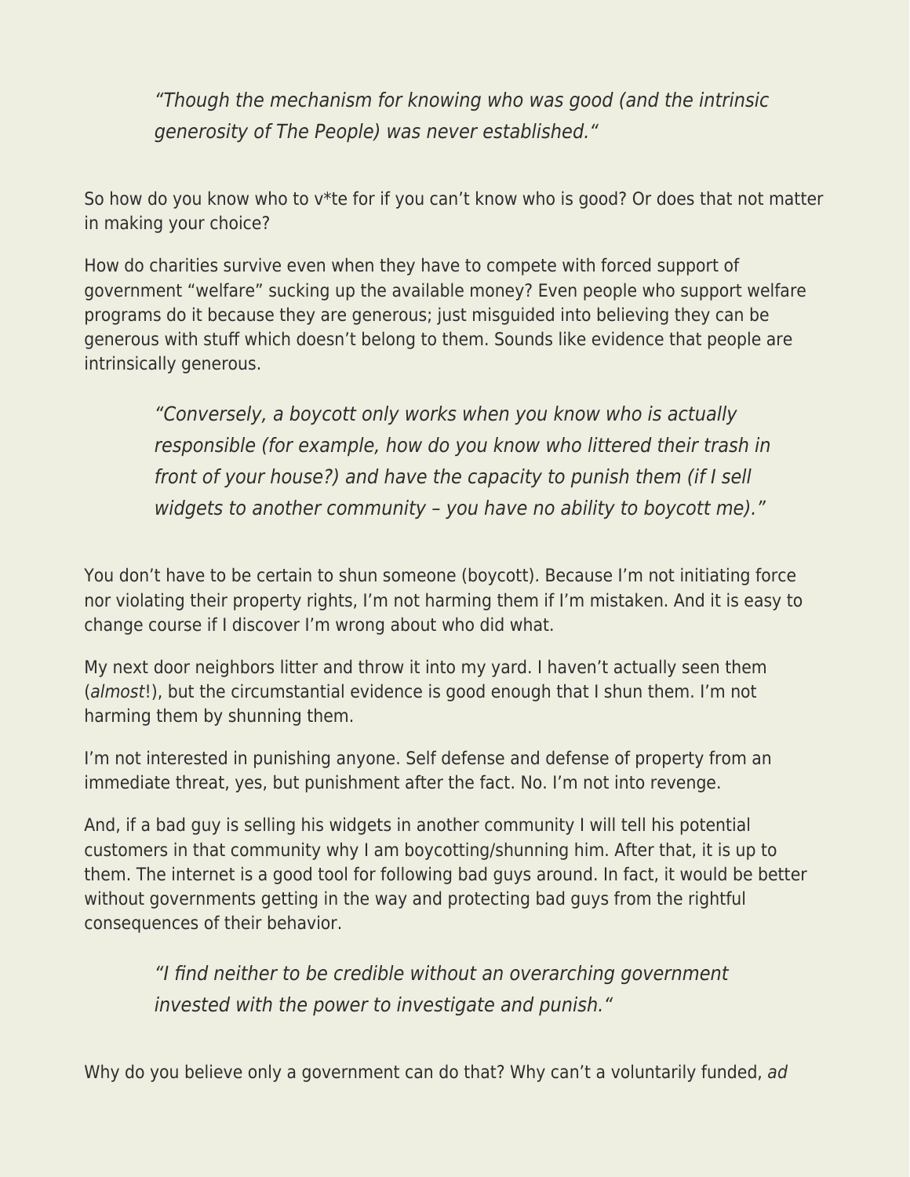> *"Though the mechanism for knowing who was good (and the intrinsic generosity of The People) was never established."*

So how do you know who to v*te for if you can't know who is good? Or does that not matter in making your choice?

How do charities survive even when they have to compete with forced support of government "welfare" sucking up the available money? Even people who support welfare programs do it because they are generous; just misguided into believing they can be generous with stuff which doesn't belong to them. Sounds like evidence that people are intrinsically generous.

> *"Conversely, a boycott only works when you know who is actually responsible (for example, how do you know who littered their trash in front of your house?) and have the capacity to punish them (if I sell widgets to another community – you have no ability to boycott me)."*

You don't have to be certain to shun someone (boycott). Because I'm not initiating force nor violating their property rights, I'm not harming them if I'm mistaken. And it is easy to change course if I discover I'm wrong about who did what.

My next door neighbors litter and throw it into my yard. I haven't actually seen them (*almost*!), but the circumstantial evidence is good enough that I shun them. I'm not harming them by shunning them.

I'm not interested in punishing anyone. Self defense and defense of property from an immediate threat, yes, but punishment after the fact. No. I'm not into revenge.

And, if a bad guy is selling his widgets in another community I will tell his potential customers in that community why I am boycotting/shunning him. After that, it is up to them. The internet is a good tool for following bad guys around. In fact, it would be better without governments getting in the way and protecting bad guys from the rightful consequences of their behavior.

> *"I find neither to be credible without an overarching government invested with the power to investigate and punish."*

Why do you believe only a government can do that? Why can't a voluntarily funded, *ad*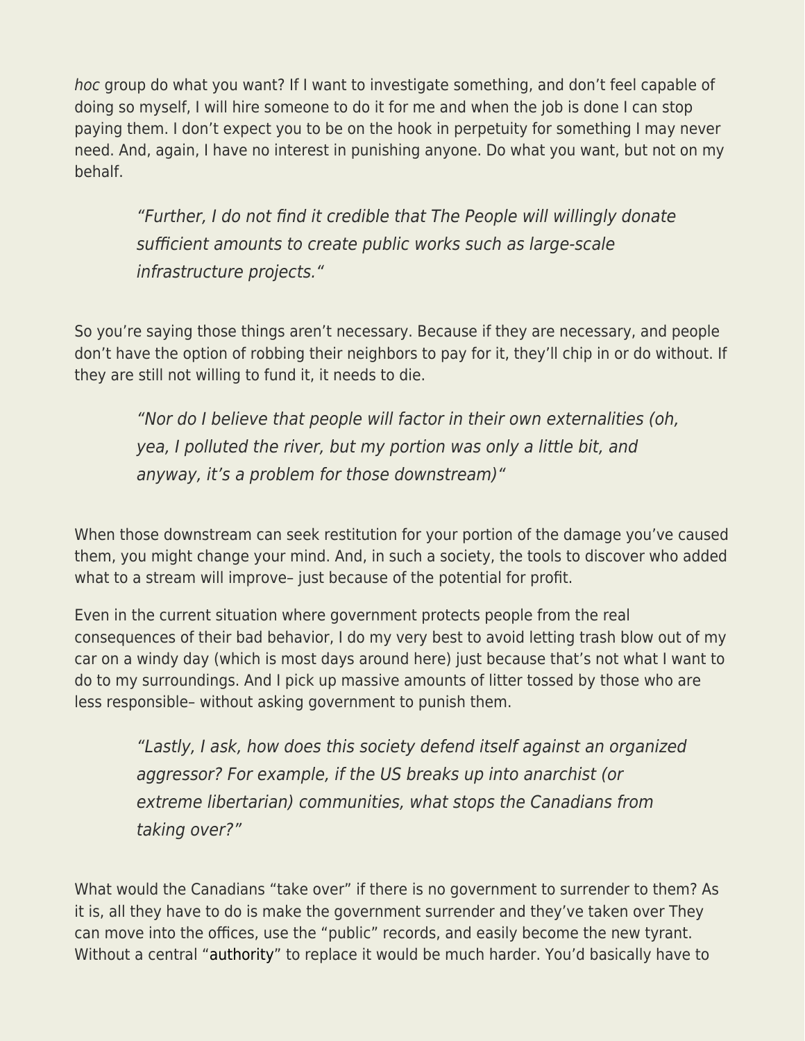*hoc* group do what you want? If I want to investigate something, and don't feel capable of doing so myself, I will hire someone to do it for me and when the job is done I can stop paying them. I don't expect you to be on the hook in perpetuity for something I may never need. And, again, I have no interest in punishing anyone. Do what you want, but not on my behalf.

> *"Further, I do not find it credible that The People will willingly donate sufficient amounts to create public works such as large-scale infrastructure projects."*

So you're saying those things aren't necessary. Because if they are necessary, and people don't have the option of robbing their neighbors to pay for it, they'll chip in or do without. If they are still not willing to fund it, it needs to die.

> *"Nor do I believe that people will factor in their own externalities (oh, yea, I polluted the river, but my portion was only a little bit, and anyway, it's a problem for those downstream)"*

When those downstream can seek restitution for your portion of the damage you've caused them, you might change your mind. And, in such a society, the tools to discover who added what to a stream will improve– just because of the potential for profit.

Even in the current situation where government protects people from the real consequences of their bad behavior, I do my very best to avoid letting trash blow out of my car on a windy day (which is most days around here) just because that's not what I want to do to my surroundings. And I pick up massive amounts of litter tossed by those who are less responsible– without asking government to punish them.

> *"Lastly, I ask, how does this society defend itself against an organized aggressor? For example, if the US breaks up into anarchist (or extreme libertarian) communities, what stops the Canadians from taking over?"*

What would the Canadians "take over" if there is no government to surrender to them? As it is, all they have to do is make the government surrender and they've taken over They can move into the offices, use the "public" records, and easily become the new tyrant. Without a central "authority" to replace it would be much harder. You'd basically have to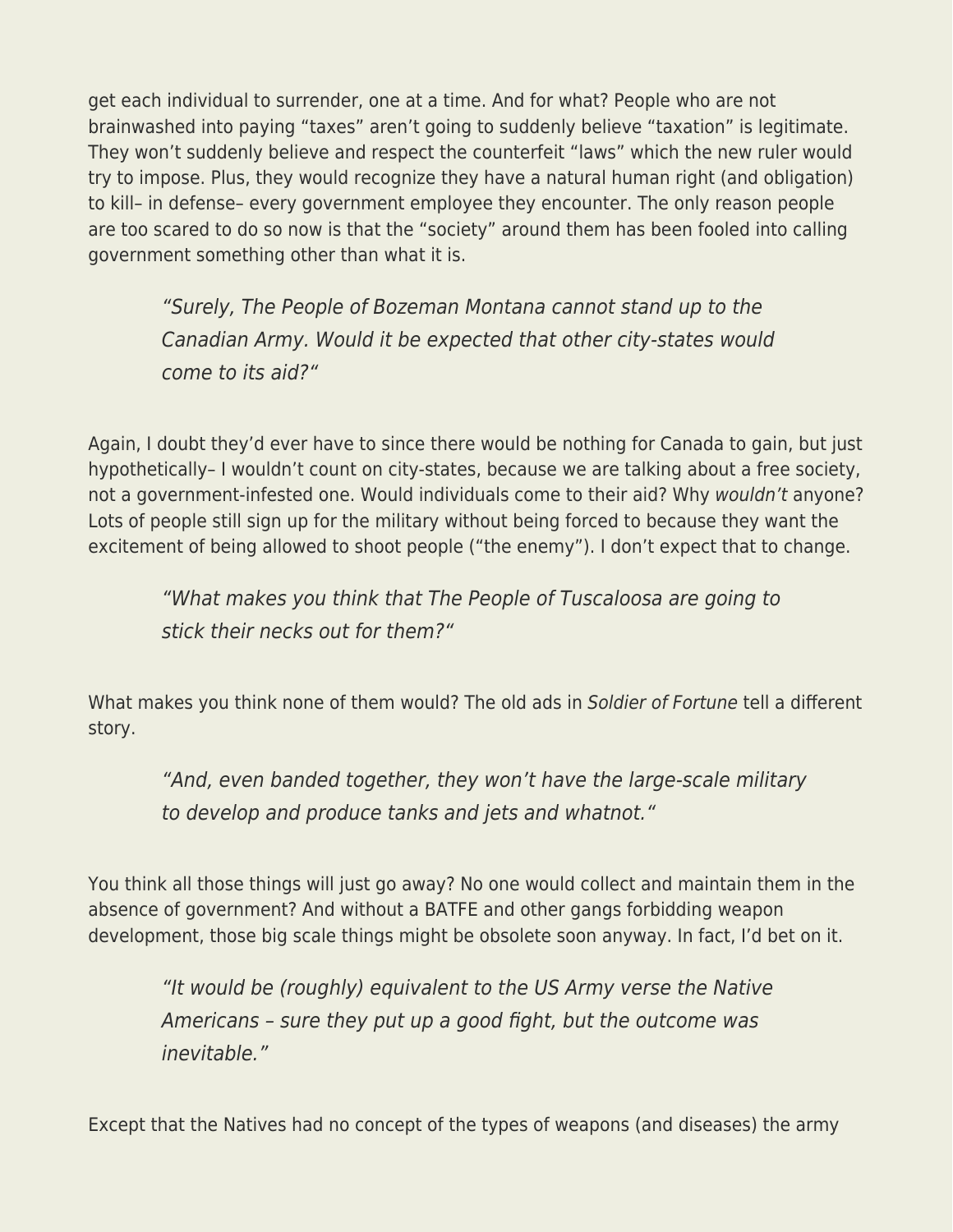get each individual to surrender, one at a time. And for what? People who are not brainwashed into paying "taxes" aren't going to suddenly believe "taxation" is legitimate. They won't suddenly believe and respect the counterfeit "laws" which the new ruler would try to impose. Plus, they would recognize they have a natural human right (and obligation) to kill– in defense– every government employee they encounter. The only reason people are too scared to do so now is that the "society" around them has been fooled into calling government something other than what it is.

> *"Surely, The People of Bozeman Montana cannot stand up to the Canadian Army. Would it be expected that other city-states would come to its aid?"*

Again, I doubt they'd ever have to since there would be nothing for Canada to gain, but just hypothetically– I wouldn't count on city-states, because we are talking about a free society, not a government-infested one. Would individuals come to their aid? Why *wouldn't* anyone? Lots of people still sign up for the military without being forced to because they want the excitement of being allowed to shoot people ("the enemy"). I don't expect that to change.

> *"What makes you think that The People of Tuscaloosa are going to stick their necks out for them?"*

What makes you think none of them would? The old ads in *Soldier of Fortune* tell a different story.

> *"And, even banded together, they won't have the large-scale military to develop and produce tanks and jets and whatnot."*

You think all those things will just go away? No one would collect and maintain them in the absence of government? And without a BATFE and other gangs forbidding weapon development, those big scale things might be obsolete soon anyway. In fact, I'd bet on it.

> *"It would be (roughly) equivalent to the US Army verse the Native Americans – sure they put up a good fight, but the outcome was inevitable."*

Except that the Natives had no concept of the types of weapons (and diseases) the army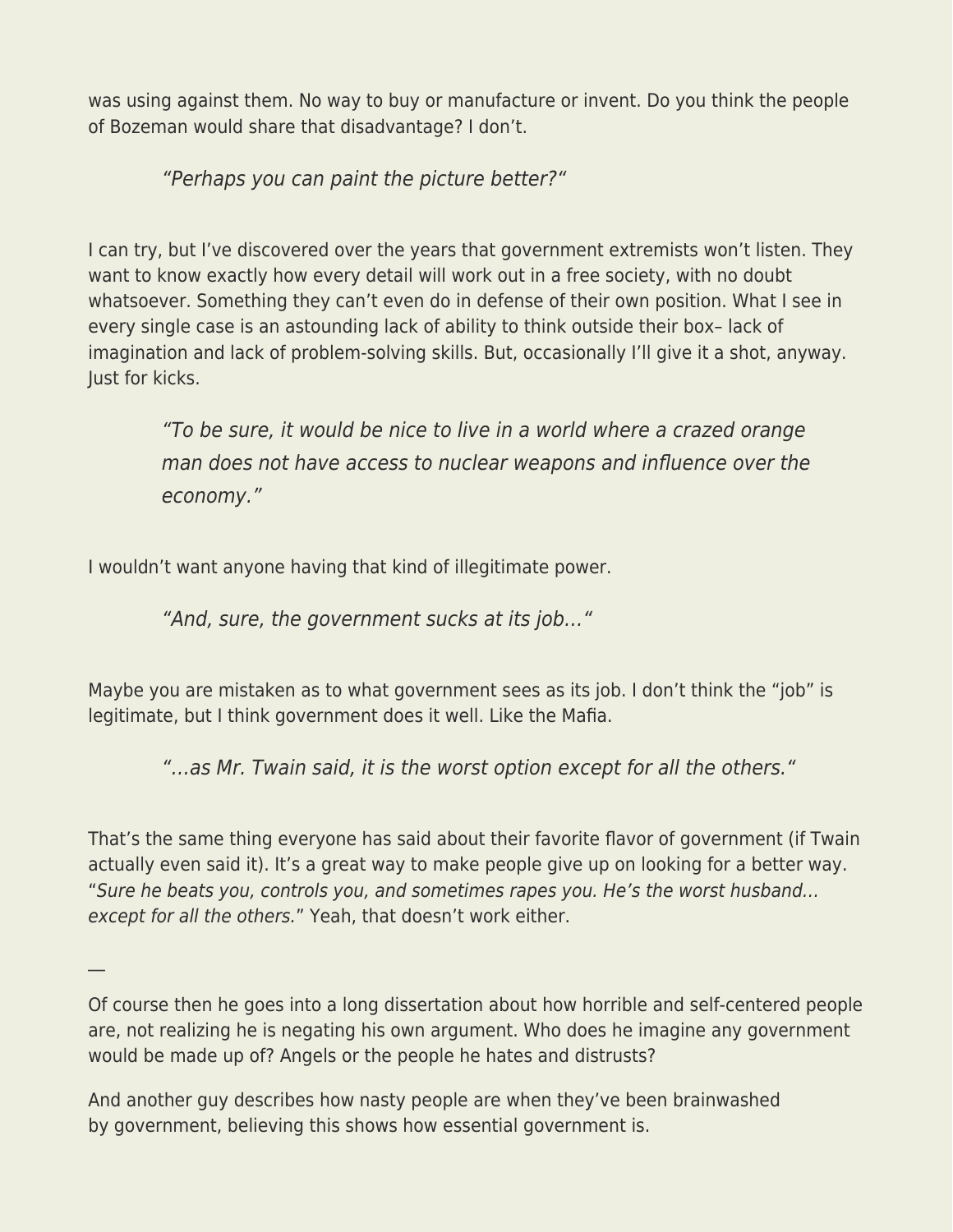was using against them. No way to buy or manufacture or invent. Do you think the people of Bozeman would share that disadvantage? I don't.

> *"Perhaps you can paint the picture better?"*

I can try, but I've discovered over the years that government extremists won't listen. They want to know exactly how every detail will work out in a free society, with no doubt whatsoever. Something they can't even do in defense of their own position. What I see in every single case is an astounding lack of ability to think outside their box– lack of imagination and lack of problem-solving skills. But, occasionally I'll give it a shot, anyway. Just for kicks.

> *"To be sure, it would be nice to live in a world where a crazed orange man does not have access to nuclear weapons and influence over the economy."*

I wouldn't want anyone having that kind of illegitimate power.

> *"And, sure, the government sucks at its job…"*

Maybe you are mistaken as to what government sees as its job. I don't think the "job" is legitimate, but I think government does it well. Like the Mafia.

> *"…as Mr. Twain said, it is the worst option except for all the others."*

That's the same thing everyone has said about their favorite flavor of government (if Twain actually even said it). It's a great way to make people give up on looking for a better way. "*Sure he beats you, controls you, and sometimes rapes you. He's the worst husband… except for all the others.*" Yeah, that doesn't work either.

—

Of course then he goes into a long dissertation about how horrible and self-centered people are, not realizing he is negating his own argument. Who does he imagine any government would be made up of? Angels or the people he hates and distrusts?

And another guy describes how nasty people are when they've been brainwashed by government, believing this shows how essential government is.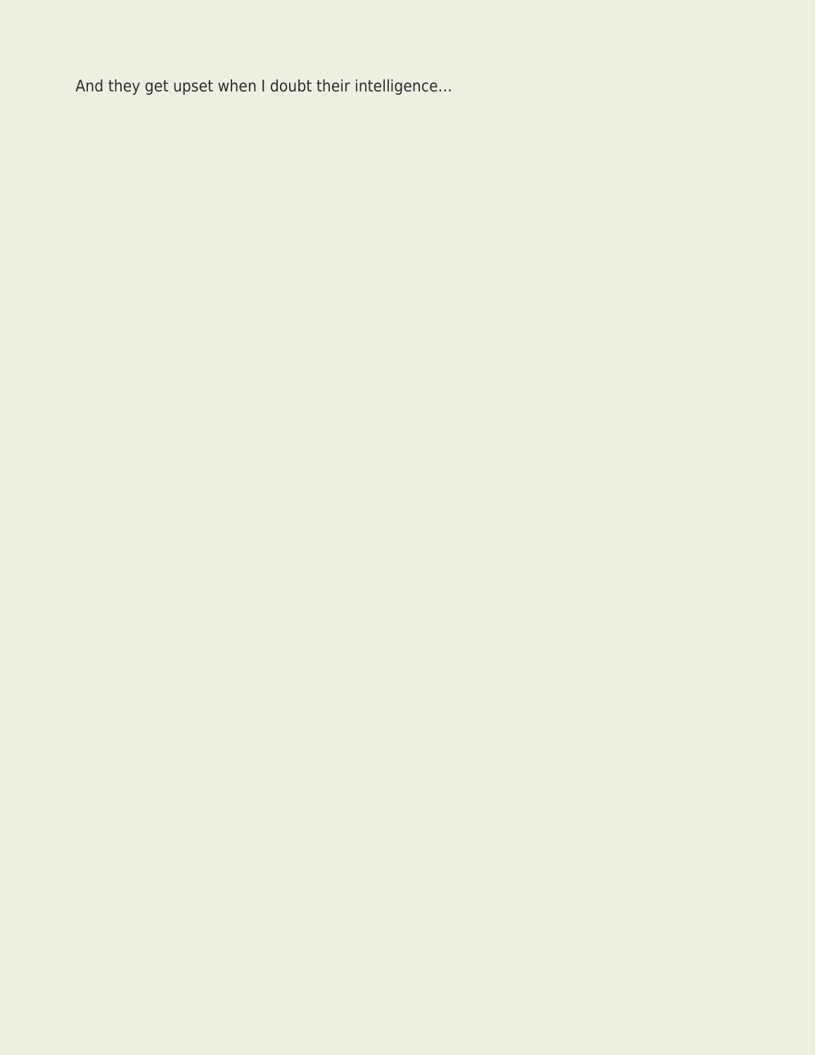And they get upset when I doubt their intelligence…